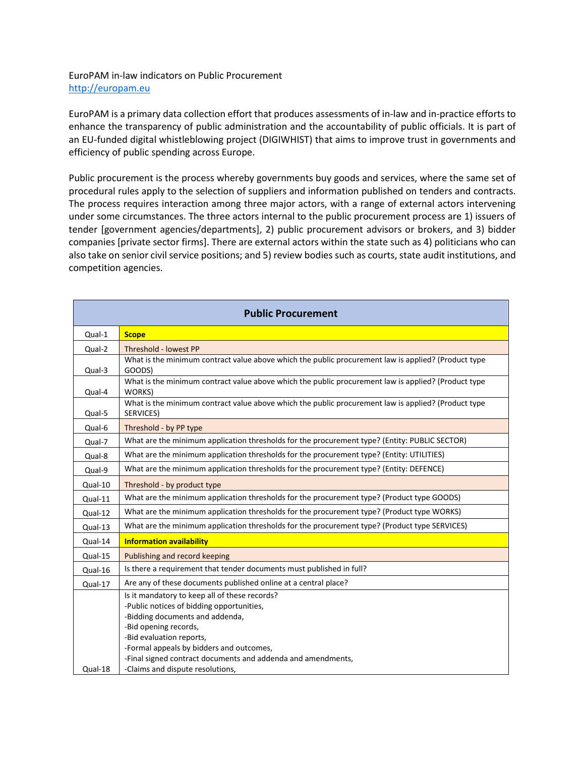EuroPAM in-law indicators on Public Procurement
http://europam.eu

EuroPAM is a primary data collection effort that produces assessments of in-law and in-practice efforts to enhance the transparency of public administration and the accountability of public officials. It is part of an EU-funded digital whistleblowing project (DIGIWHIST) that aims to improve trust in governments and efficiency of public spending across Europe.

Public procurement is the process whereby governments buy goods and services, where the same set of procedural rules apply to the selection of suppliers and information published on tenders and contracts. The process requires interaction among three major actors, with a range of external actors intervening under some circumstances. The three actors internal to the public procurement process are 1) issuers of tender [government agencies/departments], 2) public procurement advisors or brokers, and 3) bidder companies [private sector firms]. There are external actors within the state such as 4) politicians who can also take on senior civil service positions; and 5) review bodies such as courts, state audit institutions, and competition agencies.

| Public Procurement | |
|---|---|
| Qual-1 | **Scope** |
| Qual-2 | Threshold - lowest PP |
| Qual-3 | What is the minimum contract value above which the public procurement law is applied? (Product type GOODS) |
| Qual-4 | What is the minimum contract value above which the public procurement law is applied? (Product type WORKS) |
| Qual-5 | What is the minimum contract value above which the public procurement law is applied? (Product type SERVICES) |
| Qual-6 | Threshold - by PP type |
| Qual-7 | What are the minimum application thresholds for the procurement type? (Entity: PUBLIC SECTOR) |
| Qual-8 | What are the minimum application thresholds for the procurement type? (Entity: UTILITIES) |
| Qual-9 | What are the minimum application thresholds for the procurement type? (Entity: DEFENCE) |
| Qual-10 | Threshold - by product type |
| Qual-11 | What are the minimum application thresholds for the procurement type? (Product type GOODS) |
| Qual-12 | What are the minimum application thresholds for the procurement type? (Product type WORKS) |
| Qual-13 | What are the minimum application thresholds for the procurement type? (Product type SERVICES) |
| Qual-14 | **Information availability** |
| Qual-15 | Publishing and record keeping |
| Qual-16 | Is there a requirement that tender documents must published in full? |
| Qual-17 | Are any of these documents published online at a central place? |
| Qual-18 | Is it mandatory to keep all of these records?<br>-Public notices of bidding opportunities,<br>-Bidding documents and addenda,<br>-Bid opening records,<br>-Bid evaluation reports,<br>-Formal appeals by bidders and outcomes,<br>-Final signed contract documents and addenda and amendments,<br>-Claims and dispute resolutions, |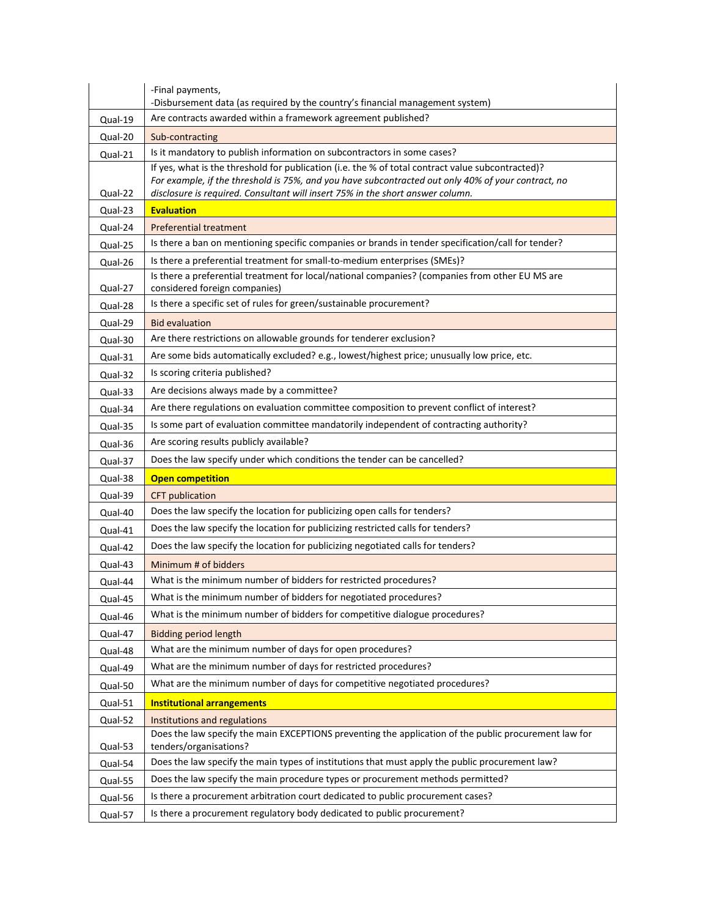|  |  |
|---|---|
|  | -Final payments,<br>-Disbursement data (as required by the country's financial management system) |
| Qual-19 | Are contracts awarded within a framework agreement published? |
| Qual-20 | Sub-contracting |
| Qual-21 | Is it mandatory to publish information on subcontractors in some cases? |
| Qual-22 | If yes, what is the threshold for publication (i.e. the % of total contract value subcontracted)?<br>*For example, if the threshold is 75%, and you have subcontracted out only 40% of your contract, no disclosure is required. Consultant will insert 75% in the short answer column.* |
| Qual-23 | **Evaluation** |
| Qual-24 | Preferential treatment |
| Qual-25 | Is there a ban on mentioning specific companies or brands in tender specification/call for tender? |
| Qual-26 | Is there a preferential treatment for small-to-medium enterprises (SMEs)? |
| Qual-27 | Is there a preferential treatment for local/national companies? (companies from other EU MS are considered foreign companies) |
| Qual-28 | Is there a specific set of rules for green/sustainable procurement? |
| Qual-29 | Bid evaluation |
| Qual-30 | Are there restrictions on allowable grounds for tenderer exclusion? |
| Qual-31 | Are some bids automatically excluded? e.g., lowest/highest price; unusually low price, etc. |
| Qual-32 | Is scoring criteria published? |
| Qual-33 | Are decisions always made by a committee? |
| Qual-34 | Are there regulations on evaluation committee composition to prevent conflict of interest? |
| Qual-35 | Is some part of evaluation committee mandatorily independent of contracting authority? |
| Qual-36 | Are scoring results publicly available? |
| Qual-37 | Does the law specify under which conditions the tender can be cancelled? |
| Qual-38 | **Open competition** |
| Qual-39 | CFT publication |
| Qual-40 | Does the law specify the location for publicizing open calls for tenders? |
| Qual-41 | Does the law specify the location for publicizing restricted calls for tenders? |
| Qual-42 | Does the law specify the location for publicizing negotiated calls for tenders? |
| Qual-43 | Minimum # of bidders |
| Qual-44 | What is the minimum number of bidders for restricted procedures? |
| Qual-45 | What is the minimum number of bidders for negotiated procedures? |
| Qual-46 | What is the minimum number of bidders for competitive dialogue procedures? |
| Qual-47 | Bidding period length |
| Qual-48 | What are the minimum number of days for open procedures? |
| Qual-49 | What are the minimum number of days for restricted procedures? |
| Qual-50 | What are the minimum number of days for competitive negotiated procedures? |
| Qual-51 | **Institutional arrangements** |
| Qual-52 | Institutions and regulations |
| Qual-53 | Does the law specify the main EXCEPTIONS preventing the application of the public procurement law for tenders/organisations? |
| Qual-54 | Does the law specify the main types of institutions that must apply the public procurement law? |
| Qual-55 | Does the law specify the main procedure types or procurement methods permitted? |
| Qual-56 | Is there a procurement arbitration court dedicated to public procurement cases? |
| Qual-57 | Is there a procurement regulatory body dedicated to public procurement? |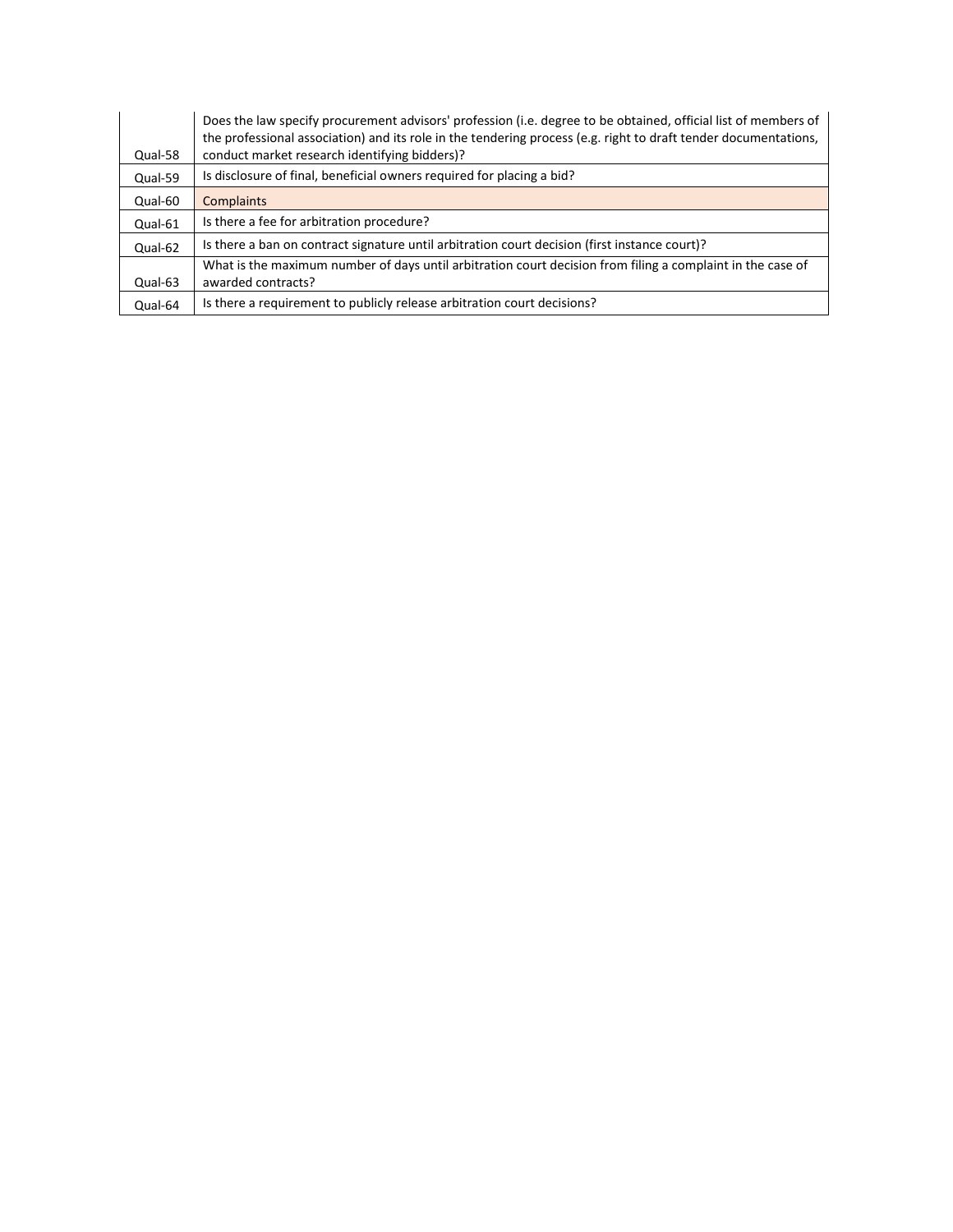| | |
|---|---|
| Qual-58 | Does the law specify procurement advisors' profession (i.e. degree to be obtained, official list of members of the professional association) and its role in the tendering process (e.g. right to draft tender documentations, conduct market research identifying bidders)? |
| Qual-59 | Is disclosure of final, beneficial owners required for placing a bid? |
| Qual-60 | Complaints |
| Qual-61 | Is there a fee for arbitration procedure? |
| Qual-62 | Is there a ban on contract signature until arbitration court decision (first instance court)? |
| Qual-63 | What is the maximum number of days until arbitration court decision from filing a complaint in the case of awarded contracts? |
| Qual-64 | Is there a requirement to publicly release arbitration court decisions? |